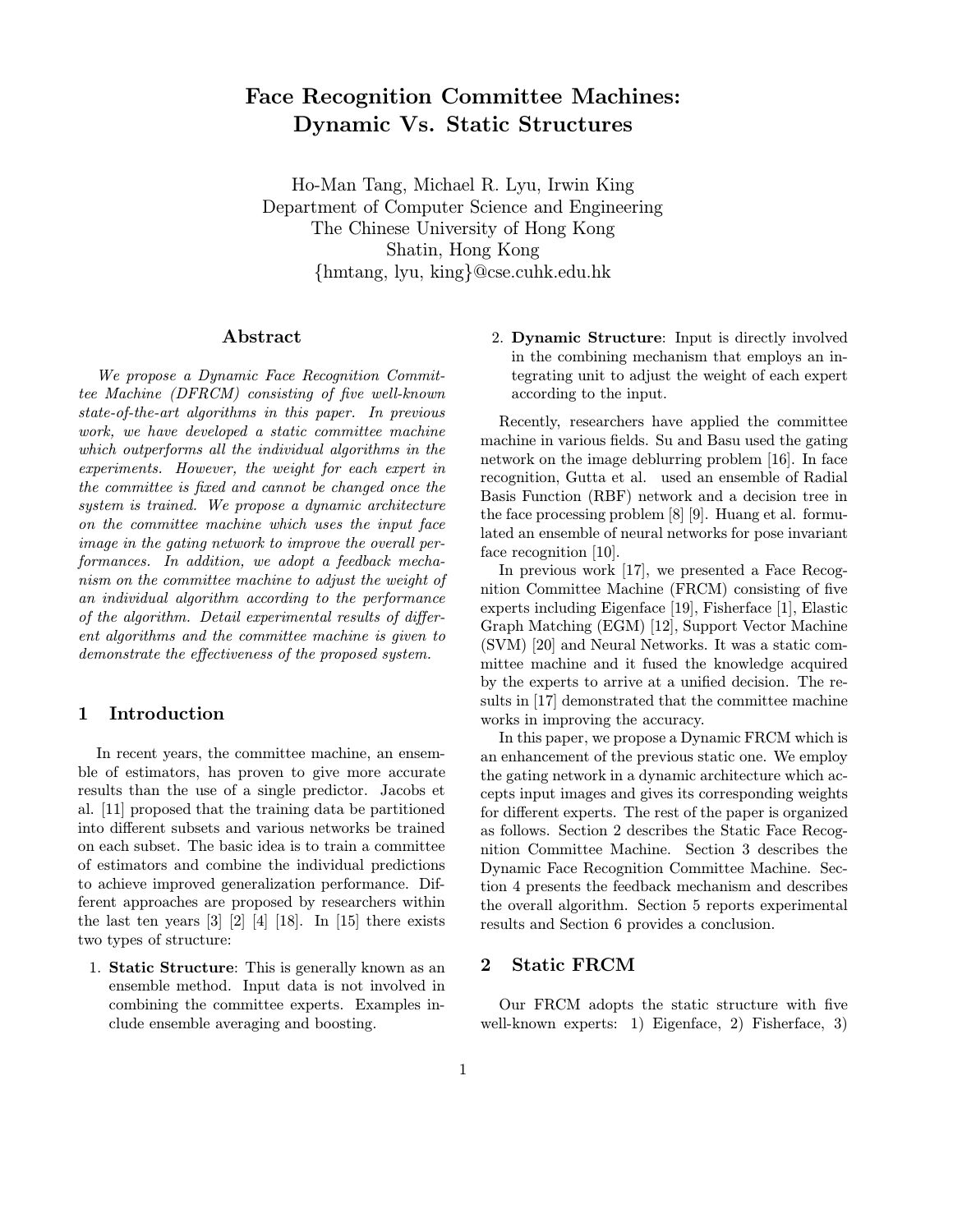# Face Recognition Committee Machines: Dynamic Vs. Static Structures

Ho-Man Tang, Michael R. Lyu, Irwin King
Department of Computer Science and Engineering
The Chinese University of Hong Kong
Shatin, Hong Kong
{hmtang, lyu, king}@cse.cuhk.edu.hk

## Abstract

*We propose a Dynamic Face Recognition Committee Machine (DFRCM) consisting of five well-known state-of-the-art algorithms in this paper. In previous work, we have developed a static committee machine which outperforms all the individual algorithms in the experiments. However, the weight for each expert in the committee is fixed and cannot be changed once the system is trained. We propose a dynamic architecture on the committee machine which uses the input face image in the gating network to improve the overall performances. In addition, we adopt a feedback mechanism on the committee machine to adjust the weight of an individual algorithm according to the performance of the algorithm. Detail experimental results of different algorithms and the committee machine is given to demonstrate the effectiveness of the proposed system.*

## 1 Introduction

In recent years, the committee machine, an ensemble of estimators, has proven to give more accurate results than the use of a single predictor. Jacobs et al. [11] proposed that the training data be partitioned into different subsets and various networks be trained on each subset. The basic idea is to train a committee of estimators and combine the individual predictions to achieve improved generalization performance. Different approaches are proposed by researchers within the last ten years [3] [2] [4] [18]. In [15] there exists two types of structure:

1. **Static Structure**: This is generally known as an ensemble method. Input data is not involved in combining the committee experts. Examples include ensemble averaging and boosting.
2. **Dynamic Structure**: Input is directly involved in the combining mechanism that employs an integrating unit to adjust the weight of each expert according to the input.

Recently, researchers have applied the committee machine in various fields. Su and Basu used the gating network on the image deblurring problem [16]. In face recognition, Gutta et al. used an ensemble of Radial Basis Function (RBF) network and a decision tree in the face processing problem [8] [9]. Huang et al. formulated an ensemble of neural networks for pose invariant face recognition [10].

In previous work [17], we presented a Face Recognition Committee Machine (FRCM) consisting of five experts including Eigenface [19], Fisherface [1], Elastic Graph Matching (EGM) [12], Support Vector Machine (SVM) [20] and Neural Networks. It was a static committee machine and it fused the knowledge acquired by the experts to arrive at a unified decision. The results in [17] demonstrated that the committee machine works in improving the accuracy.

In this paper, we propose a Dynamic FRCM which is an enhancement of the previous static one. We employ the gating network in a dynamic architecture which accepts input images and gives its corresponding weights for different experts. The rest of the paper is organized as follows. Section 2 describes the Static Face Recognition Committee Machine. Section 3 describes the Dynamic Face Recognition Committee Machine. Section 4 presents the feedback mechanism and describes the overall algorithm. Section 5 reports experimental results and Section 6 provides a conclusion.

## 2 Static FRCM

Our FRCM adopts the static structure with five well-known experts: 1) Eigenface, 2) Fisherface, 3)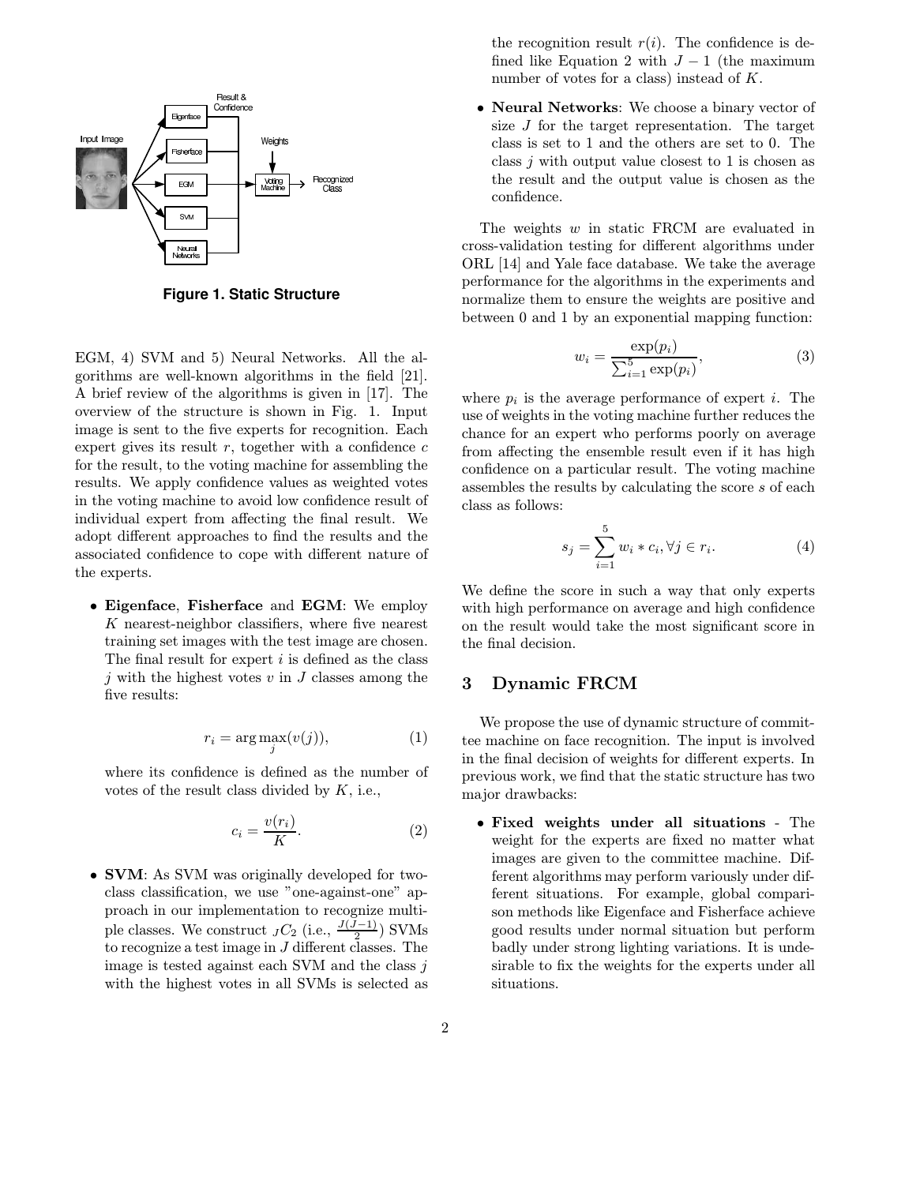Figure 1. Static Structure

EGM, 4) SVM and 5) Neural Networks. All the algorithms are well-known algorithms in the field [21]. A brief review of the algorithms is given in [17]. The overview of the structure is shown in Fig. 1. Input image is sent to the five experts for recognition. Each expert gives its result $r$, together with a confidence $c$ for the result, to the voting machine for assembling the results. We apply confidence values as weighted votes in the voting machine to avoid low confidence result of individual expert from affecting the final result. We adopt different approaches to find the results and the associated confidence to cope with different nature of the experts.

- **Eigenface**, **Fisherface** and **EGM**: We employ $K$ nearest-neighbor classifiers, where five nearest training set images with the test image are chosen. The final result for expert $i$ is defined as the class $j$ with the highest votes $v$ in $J$ classes among the five results:

$$r_i = \arg\max_j (v(j)), \tag{1}$$

where its confidence is defined as the number of votes of the result class divided by $K$, i.e.,

$$c_i = \frac{v(r_i)}{K}. \tag{2}$$

- **SVM**: As SVM was originally developed for two-class classification, we use "one-against-one" approach in our implementation to recognize multiple classes. We construct ${}_JC_2$ (i.e., $\frac{J(J-1)}{2}$) SVMs to recognize a test image in $J$ different classes. The image is tested against each SVM and the class $j$ with the highest votes in all SVMs is selected as the recognition result $r(i)$. The confidence is defined like Equation 2 with $J-1$ (the maximum number of votes for a class) instead of $K$.

- **Neural Networks**: We choose a binary vector of size $J$ for the target representation. The target class is set to 1 and the others are set to 0. The class $j$ with output value closest to 1 is chosen as the result and the output value is chosen as the confidence.

The weights $w$ in static FRCM are evaluated in cross-validation testing for different algorithms under ORL [14] and Yale face database. We take the average performance for the algorithms in the experiments and normalize them to ensure the weights are positive and between 0 and 1 by an exponential mapping function:

$$w_i = \frac{\exp(p_i)}{\sum_{i=1}^{5} \exp(p_i)}, \tag{3}$$

where $p_i$ is the average performance of expert $i$. The use of weights in the voting machine further reduces the chance for an expert who performs poorly on average from affecting the ensemble result even if it has high confidence on a particular result. The voting machine assembles the results by calculating the score $s$ of each class as follows:

$$s_j = \sum_{i=1}^{5} w_i * c_i, \forall j \in r_i. \tag{4}$$

We define the score in such a way that only experts with high performance on average and high confidence on the result would take the most significant score in the final decision.

## 3 Dynamic FRCM

We propose the use of dynamic structure of committee machine on face recognition. The input is involved in the final decision of weights for different experts. In previous work, we find that the static structure has two major drawbacks:

- **Fixed weights under all situations** - The weight for the experts are fixed no matter what images are given to the committee machine. Different algorithms may perform variously under different situations. For example, global comparison methods like Eigenface and Fisherface achieve good results under normal situation but perform badly under strong lighting variations. It is undesirable to fix the weights for the experts under all situations.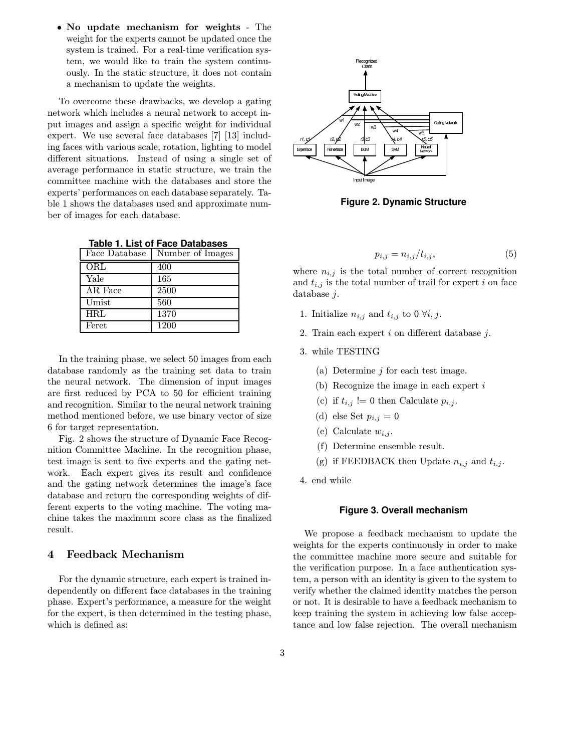- **No update mechanism for weights** - The weight for the experts cannot be updated once the system is trained. For a real-time verification system, we would like to train the system continuously. In the static structure, it does not contain a mechanism to update the weights.

To overcome these drawbacks, we develop a gating network which includes a neural network to accept input images and assign a specific weight for individual expert. We use several face databases [7] [13] including faces with various scale, rotation, lighting to model different situations. Instead of using a single set of average performance in static structure, we train the committee machine with the databases and store the experts' performances on each database separately. Table 1 shows the databases used and approximate number of images for each database.

**Table 1. List of Face Databases**

| Face Database | Number of Images |
|---|---|
| ORL | 400 |
| Yale | 165 |
| AR Face | 2500 |
| Umist | 560 |
| HRL | 1370 |
| Feret | 1200 |

In the training phase, we select 50 images from each database randomly as the training set data to train the neural network. The dimension of input images are first reduced by PCA to 50 for efficient training and recognition. Similar to the neural network training method mentioned before, we use binary vector of size 6 for target representation.

Fig. 2 shows the structure of Dynamic Face Recognition Committee Machine. In the recognition phase, test image is sent to five experts and the gating network. Each expert gives its result and confidence and the gating network determines the image's face database and return the corresponding weights of different experts to the voting machine. The voting machine takes the maximum score class as the finalized result.

## 4 Feedback Mechanism

For the dynamic structure, each expert is trained independently on different face databases in the training phase. Expert's performance, a measure for the weight for the expert, is then determined in the testing phase, which is defined as:

**Figure 2. Dynamic Structure**

$$p_{i,j} = n_{i,j}/t_{i,j}, \tag{5}$$

where $n_{i,j}$ is the total number of correct recognition and $t_{i,j}$ is the total number of trail for expert $i$ on face database $j$.

1. Initialize $n_{i,j}$ and $t_{i,j}$ to 0 $\forall i, j$.
2. Train each expert $i$ on different database $j$.
3. while TESTING
   (a) Determine $j$ for each test image.
   (b) Recognize the image in each expert $i$
   (c) if $t_{i,j}$ != 0 then Calculate $p_{i,j}$.
   (d) else Set $p_{i,j} = 0$
   (e) Calculate $w_{i,j}$.
   (f) Determine ensemble result.
   (g) if FEEDBACK then Update $n_{i,j}$ and $t_{i,j}$.
4. end while

**Figure 3. Overall mechanism**

We propose a feedback mechanism to update the weights for the experts continuously in order to make the committee machine more secure and suitable for the verification purpose. In a face authentication system, a person with an identity is given to the system to verify whether the claimed identity matches the person or not. It is desirable to have a feedback mechanism to keep training the system in achieving low false acceptance and low false rejection. The overall mechanism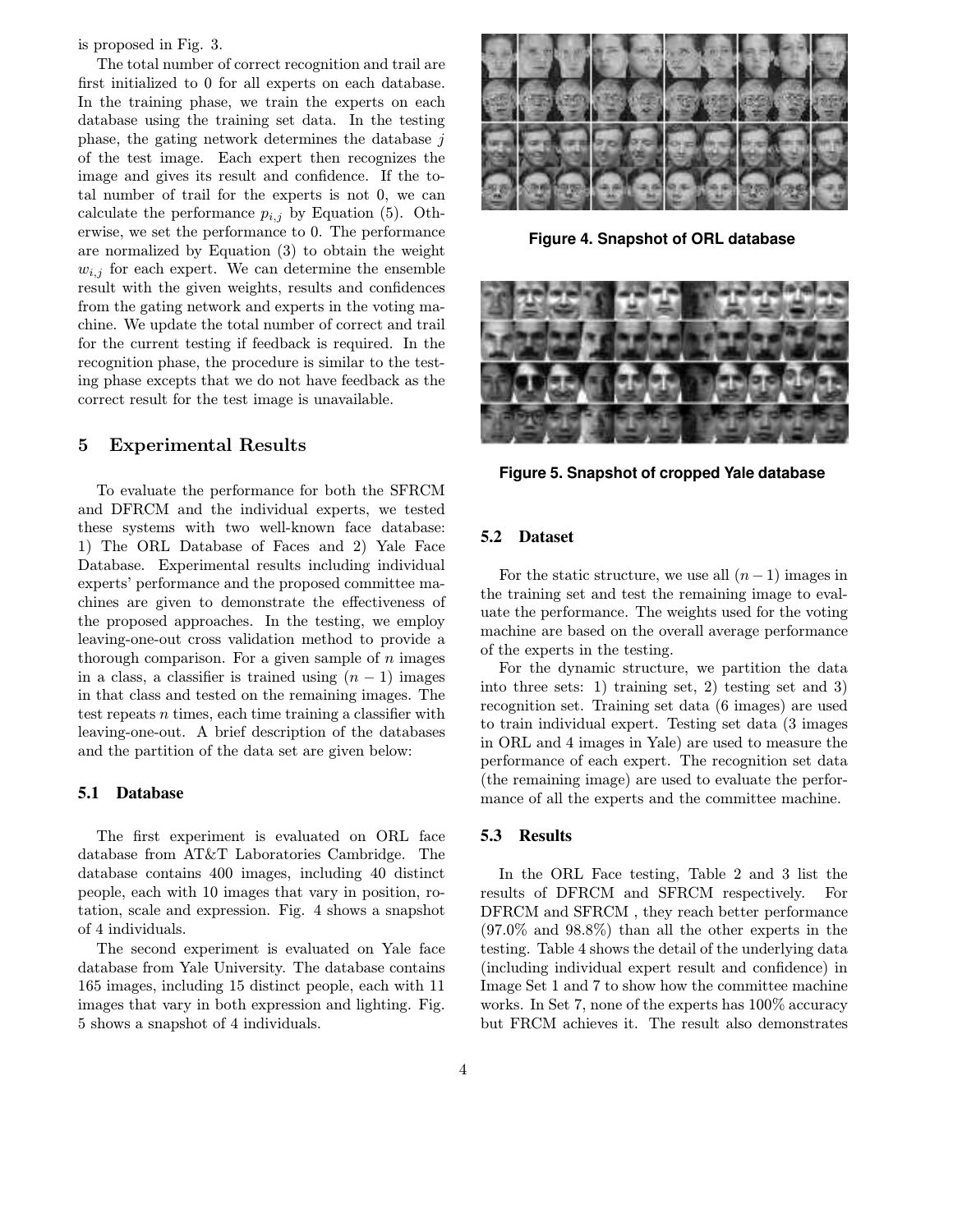is proposed in Fig. 3.

The total number of correct recognition and trail are first initialized to 0 for all experts on each database. In the training phase, we train the experts on each database using the training set data. In the testing phase, the gating network determines the database $j$ of the test image. Each expert then recognizes the image and gives its result and confidence. If the total number of trail for the experts is not 0, we can calculate the performance $p_{i,j}$ by Equation (5). Otherwise, we set the performance to 0. The performance are normalized by Equation (3) to obtain the weight $w_{i,j}$ for each expert. We can determine the ensemble result with the given weights, results and confidences from the gating network and experts in the voting machine. We update the total number of correct and trail for the current testing if feedback is required. In the recognition phase, the procedure is similar to the testing phase excepts that we do not have feedback as the correct result for the test image is unavailable.

## 5 Experimental Results

To evaluate the performance for both the SFRCM and DFRCM and the individual experts, we tested these systems with two well-known face database: 1) The ORL Database of Faces and 2) Yale Face Database. Experimental results including individual experts' performance and the proposed committee machines are given to demonstrate the effectiveness of the proposed approaches. In the testing, we employ leaving-one-out cross validation method to provide a thorough comparison. For a given sample of $n$ images in a class, a classifier is trained using $(n-1)$ images in that class and tested on the remaining images. The test repeats $n$ times, each time training a classifier with leaving-one-out. A brief description of the databases and the partition of the data set are given below:

### 5.1 Database

The first experiment is evaluated on ORL face database from AT&T Laboratories Cambridge. The database contains 400 images, including 40 distinct people, each with 10 images that vary in position, rotation, scale and expression. Fig. 4 shows a snapshot of 4 individuals.

The second experiment is evaluated on Yale face database from Yale University. The database contains 165 images, including 15 distinct people, each with 11 images that vary in both expression and lighting. Fig. 5 shows a snapshot of 4 individuals.

**Figure 4. Snapshot of ORL database**

**Figure 5. Snapshot of cropped Yale database**

### 5.2 Dataset

For the static structure, we use all $(n-1)$ images in the training set and test the remaining image to evaluate the performance. The weights used for the voting machine are based on the overall average performance of the experts in the testing.

For the dynamic structure, we partition the data into three sets: 1) training set, 2) testing set and 3) recognition set. Training set data (6 images) are used to train individual expert. Testing set data (3 images in ORL and 4 images in Yale) are used to measure the performance of each expert. The recognition set data (the remaining image) are used to evaluate the performance of all the experts and the committee machine.

### 5.3 Results

In the ORL Face testing, Table 2 and 3 list the results of DFRCM and SFRCM respectively. For DFRCM and SFRCM , they reach better performance (97.0% and 98.8%) than all the other experts in the testing. Table 4 shows the detail of the underlying data (including individual expert result and confidence) in Image Set 1 and 7 to show how the committee machine works. In Set 7, none of the experts has 100% accuracy but FRCM achieves it. The result also demonstrates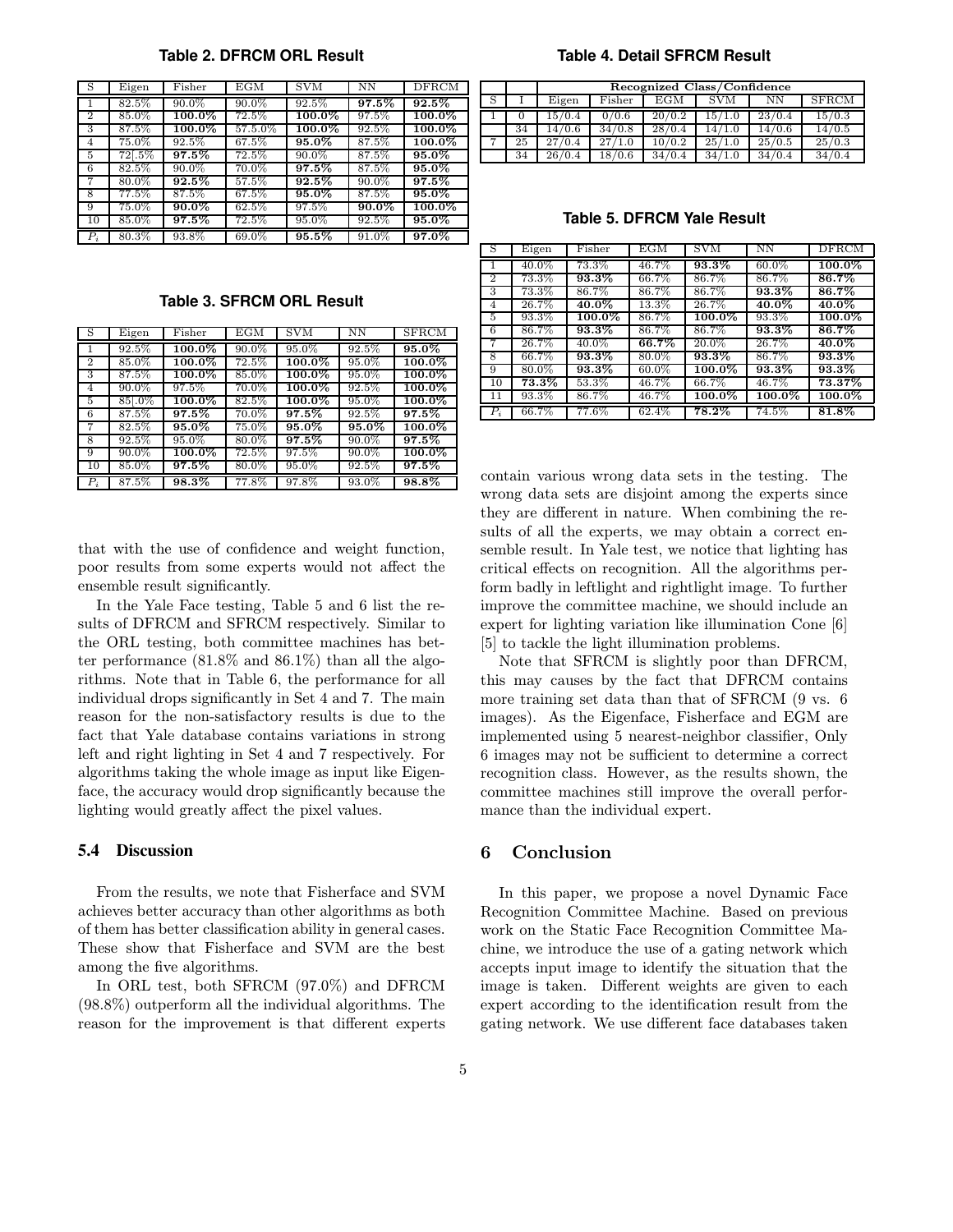**Table 2. DFRCM ORL Result**

| S | Eigen | Fisher | EGM | SVM | NN | DFRCM |
|---|---|---|---|---|---|---|
| 1 | 82.5% | 90.0% | 90.0% | 92.5% | **97.5%** | **92.5%** |
| 2 | 85.0% | **100.0%** | 72.5% | **100.0%** | 97.5% | **100.0%** |
| 3 | 87.5% | **100.0%** | 57.5.0% | **100.0%** | 92.5% | **100.0%** |
| 4 | 75.0% | 92.5% | 67.5% | **95.0%** | 87.5% | **100.0%** |
| 5 | 72[.5% | **97.5%** | 72.5% | 90.0% | 87.5% | **95.0%** |
| 6 | 82.5% | 90.0% | 70.0% | **97.5%** | 87.5% | **95.0%** |
| 7 | 80.0% | **92.5%** | 57.5% | **92.5%** | 90.0% | **97.5%** |
| 8 | 77.5% | 87.5% | 67.5% | **95.0%** | 87.5% | **95.0%** |
| 9 | 75.0% | **90.0%** | 62.5% | 97.5% | **90.0%** | **100.0%** |
| 10 | 85.0% | **97.5%** | 72.5% | 95.0% | 92.5% | **95.0%** |
| $P_i$ | 80.3% | 93.8% | 69.0% | **95.5%** | 91.0% | **97.0%** |

**Table 3. SFRCM ORL Result**

| S | Eigen | Fisher | EGM | SVM | NN | SFRCM |
|---|---|---|---|---|---|---|
| 1 | 92.5% | **100.0%** | 90.0% | 95.0% | 92.5% | **95.0%** |
| 2 | 85.0% | **100.0%** | 72.5% | **100.0%** | 95.0% | **100.0%** |
| 3 | 87.5% | **100.0%** | 85.0% | **100.0%** | 95.0% | **100.0%** |
| 4 | 90.0% | 97.5% | 70.0% | **100.0%** | 92.5% | **100.0%** |
| 5 | 85[.0% | **100.0%** | 82.5% | **100.0%** | 95.0% | **100.0%** |
| 6 | 87.5% | **97.5%** | 70.0% | **97.5%** | 92.5% | **97.5%** |
| 7 | 82.5% | **95.0%** | 75.0% | **95.0%** | **95.0%** | **100.0%** |
| 8 | 92.5% | 95.0% | 80.0% | **97.5%** | 90.0% | **97.5%** |
| 9 | 90.0% | **100.0%** | 72.5% | 97.5% | 90.0% | **100.0%** |
| 10 | 85.0% | **97.5%** | 80.0% | 95.0% | 92.5% | **97.5%** |
| $P_i$ | 87.5% | **98.3%** | 77.8% | 97.8% | 93.0% | **98.8%** |

that with the use of confidence and weight function, poor results from some experts would not affect the ensemble result significantly.

In the Yale Face testing, Table 5 and 6 list the results of DFRCM and SFRCM respectively. Similar to the ORL testing, both committee machines has better performance (81.8% and 86.1%) than all the algorithms. Note that in Table 6, the performance for all individual drops significantly in Set 4 and 7. The main reason for the non-satisfactory results is due to the fact that Yale database contains variations in strong left and right lighting in Set 4 and 7 respectively. For algorithms taking the whole image as input like Eigenface, the accuracy would drop significantly because the lighting would greatly affect the pixel values.

### 5.4 Discussion

From the results, we note that Fisherface and SVM achieves better accuracy than other algorithms as both of them has better classification ability in general cases. These show that Fisherface and SVM are the best among the five algorithms.

In ORL test, both SFRCM (97.0%) and DFRCM (98.8%) outperform all the individual algorithms. The reason for the improvement is that different experts

**Table 4. Detail SFRCM Result**

| S | I | Recognized Class/Confidence | | | | | |
|---|---|---|---|---|---|---|---|
| | | Eigen | Fisher | EGM | SVM | NN | SFRCM |
| 1 | 0 | 15/0.4 | 0/0.6 | 20/0.2 | 15/1.0 | 23/0.4 | 15/0.3 |
| | 34 | 14/0.6 | 34/0.8 | 28/0.4 | 14/1.0 | 14/0.6 | 14/0.5 |
| 7 | 25 | 27/0.4 | 27/1.0 | 10/0.2 | 25/1.0 | 25/0.5 | 25/0.3 |
| | 34 | 26/0.4 | 18/0.6 | 34/0.4 | 34/1.0 | 34/0.4 | 34/0.4 |

**Table 5. DFRCM Yale Result**

| S | Eigen | Fisher | EGM | SVM | NN | DFRCM |
|---|---|---|---|---|---|---|
| 1 | 40.0% | 73.3% | 46.7% | **93.3%** | 60.0% | **100.0%** |
| 2 | 73.3% | **93.3%** | 66.7% | 86.7% | 86.7% | **86.7%** |
| 3 | 73.3% | 86.7% | 86.7% | 86.7% | **93.3%** | **86.7%** |
| 4 | 26.7% | **40.0%** | 13.3% | 26.7% | **40.0%** | **40.0%** |
| 5 | 93.3% | **100.0%** | 86.7% | **100.0%** | 93.3% | **100.0%** |
| 6 | 86.7% | **93.3%** | 86.7% | 86.7% | **93.3%** | **86.7%** |
| 7 | 26.7% | 40.0% | **66.7%** | 20.0% | 26.7% | **40.0%** |
| 8 | 66.7% | **93.3%** | 80.0% | **93.3%** | 86.7% | **93.3%** |
| 9 | 80.0% | **93.3%** | 60.0% | **100.0%** | **93.3%** | **93.3%** |
| 10 | **73.3%** | 53.3% | 46.7% | 66.7% | 46.7% | **73.37%** |
| 11 | 93.3% | 86.7% | 46.7% | **100.0%** | **100.0%** | **100.0%** |
| $P_i$ | 66.7% | 77.6% | 62.4% | **78.2%** | 74.5% | **81.8%** |

contain various wrong data sets in the testing. The wrong data sets are disjoint among the experts since they are different in nature. When combining the results of all the experts, we may obtain a correct ensemble result. In Yale test, we notice that lighting has critical effects on recognition. All the algorithms perform badly in leftlight and rightlight image. To further improve the committee machine, we should include an expert for lighting variation like illumination Cone [6] [5] to tackle the light illumination problems.

Note that SFRCM is slightly poor than DFRCM, this may causes by the fact that DFRCM contains more training set data than that of SFRCM (9 vs. 6 images). As the Eigenface, Fisherface and EGM are implemented using 5 nearest-neighbor classifier, Only 6 images may not be sufficient to determine a correct recognition class. However, as the results shown, the committee machines still improve the overall performance than the individual expert.

## 6 Conclusion

In this paper, we propose a novel Dynamic Face Recognition Committee Machine. Based on previous work on the Static Face Recognition Committee Machine, we introduce the use of a gating network which accepts input image to identify the situation that the image is taken. Different weights are given to each expert according to the identification result from the gating network. We use different face databases taken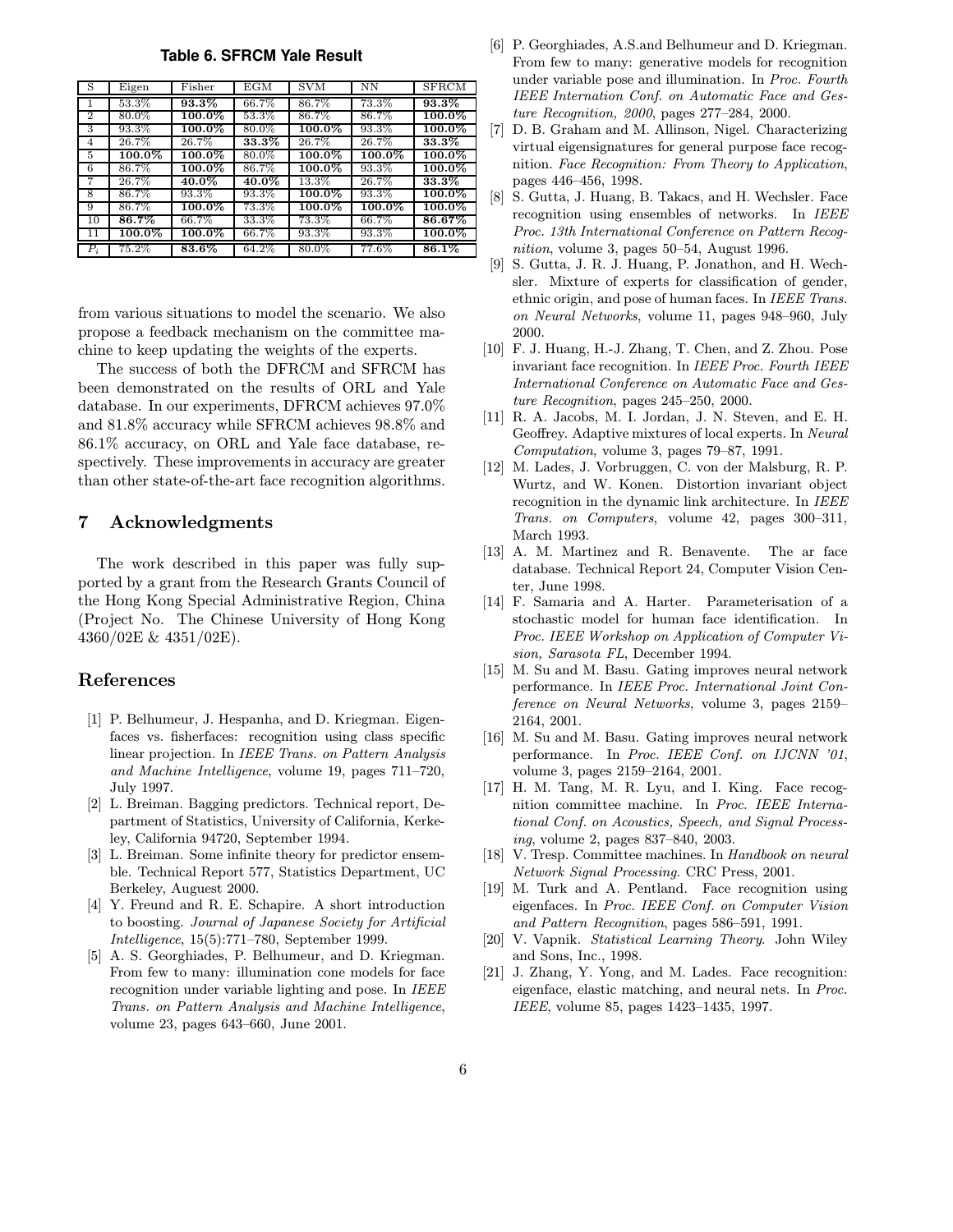**Table 6. SFRCM Yale Result**

| S | Eigen | Fisher | EGM | SVM | NN | SFRCM |
|---|---|---|---|---|---|---|
| 1 | 53.3% | **93.3%** | 66.7% | 86.7% | 73.3% | **93.3%** |
| 2 | 80.0% | **100.0%** | 53.3% | 86.7% | 86.7% | **100.0%** |
| 3 | 93.3% | **100.0%** | 80.0% | **100.0%** | 93.3% | **100.0%** |
| 4 | 26.7% | 26.7% | **33.3%** | 26.7% | 26.7% | **33.3%** |
| 5 | **100.0%** | **100.0%** | 80.0% | **100.0%** | **100.0%** | **100.0%** |
| 6 | 86.7% | **100.0%** | 86.7% | **100.0%** | 93.3% | **100.0%** |
| 7 | 26.7% | **40.0%** | **40.0%** | 13.3% | 26.7% | **33.3%** |
| 8 | 86.7% | 93.3% | 93.3% | **100.0%** | 93.3% | **100.0%** |
| 9 | 86.7% | **100.0%** | 73.3% | **100.0%** | **100.0%** | **100.0%** |
| 10 | **86.7%** | 66.7% | 33.3% | 73.3% | 66.7% | **86.67%** |
| 11 | **100.0%** | **100.0%** | 66.7% | 93.3% | 93.3% | **100.0%** |
| $P_i$ | 75.2% | **83.6%** | 64.2% | 80.0% | 77.6% | **86.1%** |

from various situations to model the scenario. We also propose a feedback mechanism on the committee machine to keep updating the weights of the experts.

The success of both the DFRCM and SFRCM has been demonstrated on the results of ORL and Yale database. In our experiments, DFRCM achieves 97.0% and 81.8% accuracy while SFRCM achieves 98.8% and 86.1% accuracy, on ORL and Yale face database, respectively. These improvements in accuracy are greater than other state-of-the-art face recognition algorithms.

## 7 Acknowledgments

The work described in this paper was fully supported by a grant from the Research Grants Council of the Hong Kong Special Administrative Region, China (Project No. The Chinese University of Hong Kong 4360/02E & 4351/02E).

## References

[1] P. Belhumeur, J. Hespanha, and D. Kriegman. Eigenfaces vs. fisherfaces: recognition using class specific linear projection. In *IEEE Trans. on Pattern Analysis and Machine Intelligence*, volume 19, pages 711–720, July 1997.

[2] L. Breiman. Bagging predictors. Technical report, Department of Statistics, University of California, Kerkeley, California 94720, September 1994.

[3] L. Breiman. Some infinite theory for predictor ensemble. Technical Report 577, Statistics Department, UC Berkeley, Auguest 2000.

[4] Y. Freund and R. E. Schapire. A short introduction to boosting. *Journal of Japanese Society for Artificial Intelligence*, 15(5):771–780, September 1999.

[5] A. S. Georghiades, P. Belhumeur, and D. Kriegman. From few to many: illumination cone models for face recognition under variable lighting and pose. In *IEEE Trans. on Pattern Analysis and Machine Intelligence*, volume 23, pages 643–660, June 2001.

[6] P. Georghiades, A.S.and Belhumeur and D. Kriegman. From few to many: generative models for recognition under variable pose and illumination. In *Proc. Fourth IEEE Internation Conf. on Automatic Face and Gesture Recognition, 2000*, pages 277–284, 2000.

[7] D. B. Graham and M. Allinson, Nigel. Characterizing virtual eigensignatures for general purpose face recognition. *Face Recognition: From Theory to Application*, pages 446–456, 1998.

[8] S. Gutta, J. Huang, B. Takacs, and H. Wechsler. Face recognition using ensembles of networks. In *IEEE Proc. 13th International Conference on Pattern Recognition*, volume 3, pages 50–54, August 1996.

[9] S. Gutta, J. R. J. Huang, P. Jonathon, and H. Wechsler. Mixture of experts for classification of gender, ethnic origin, and pose of human faces. In *IEEE Trans. on Neural Networks*, volume 11, pages 948–960, July 2000.

[10] F. J. Huang, H.-J. Zhang, T. Chen, and Z. Zhou. Pose invariant face recognition. In *IEEE Proc. Fourth IEEE International Conference on Automatic Face and Gesture Recognition*, pages 245–250, 2000.

[11] R. A. Jacobs, M. I. Jordan, J. N. Steven, and E. H. Geoffrey. Adaptive mixtures of local experts. In *Neural Computation*, volume 3, pages 79–87, 1991.

[12] M. Lades, J. Vorbruggen, C. von der Malsburg, R. P. Wurtz, and W. Konen. Distortion invariant object recognition in the dynamic link architecture. In *IEEE Trans. on Computers*, volume 42, pages 300–311, March 1993.

[13] A. M. Martinez and R. Benavente. The ar face database. Technical Report 24, Computer Vision Center, June 1998.

[14] F. Samaria and A. Harter. Parameterisation of a stochastic model for human face identification. In *Proc. IEEE Workshop on Application of Computer Vision, Sarasota FL*, December 1994.

[15] M. Su and M. Basu. Gating improves neural network performance. In *IEEE Proc. International Joint Conference on Neural Networks*, volume 3, pages 2159–2164, 2001.

[16] M. Su and M. Basu. Gating improves neural network performance. In *Proc. IEEE Conf. on IJCNN '01*, volume 3, pages 2159–2164, 2001.

[17] H. M. Tang, M. R. Lyu, and I. King. Face recognition committee machine. In *Proc. IEEE International Conf. on Acoustics, Speech, and Signal Processing*, volume 2, pages 837–840, 2003.

[18] V. Tresp. Committee machines. In *Handbook on neural Network Signal Processing*. CRC Press, 2001.

[19] M. Turk and A. Pentland. Face recognition using eigenfaces. In *Proc. IEEE Conf. on Computer Vision and Pattern Recognition*, pages 586–591, 1991.

[20] V. Vapnik. *Statistical Learning Theory*. John Wiley and Sons, Inc., 1998.

[21] J. Zhang, Y. Yong, and M. Lades. Face recognition: eigenface, elastic matching, and neural nets. In *Proc. IEEE*, volume 85, pages 1423–1435, 1997.